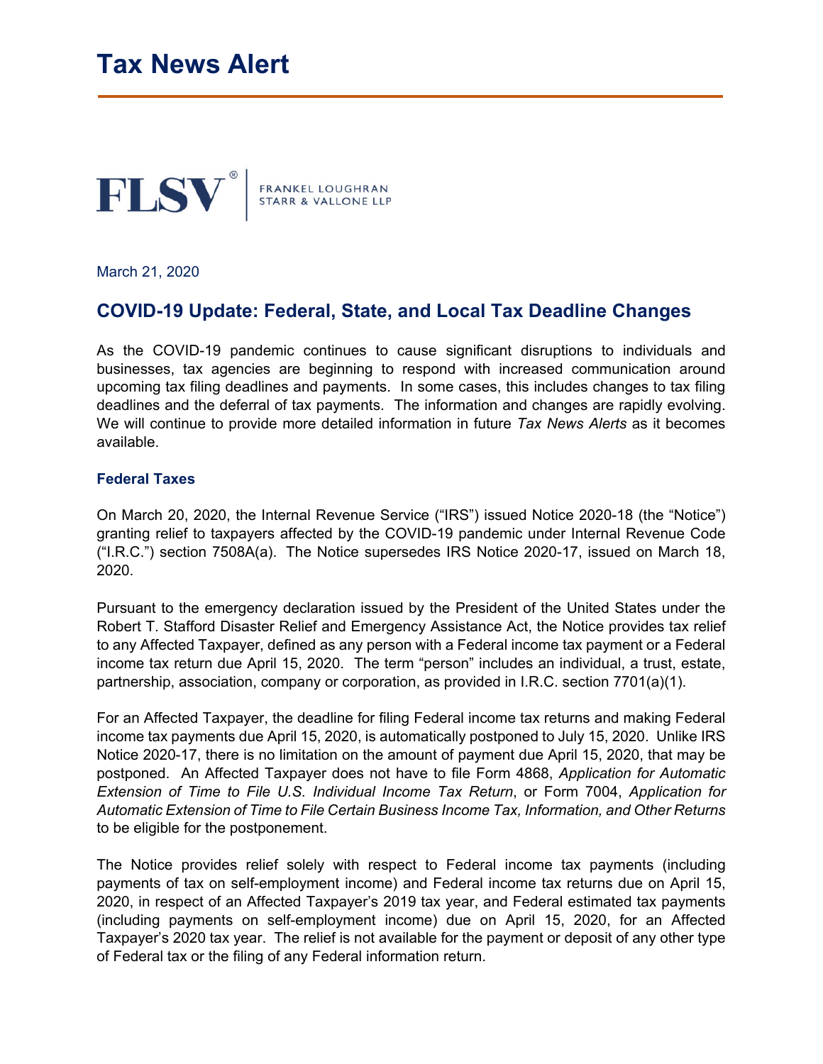# Tax News Alert

FLSV® | FRANKEL LOUGHRAN STARR & VALLONE LLP

March 21, 2020

## COVID-19 Update: Federal, State, and Local Tax Deadline Changes

As the COVID-19 pandemic continues to cause significant disruptions to individuals and businesses, tax agencies are beginning to respond with increased communication around upcoming tax filing deadlines and payments. In some cases, this includes changes to tax filing deadlines and the deferral of tax payments. The information and changes are rapidly evolving. We will continue to provide more detailed information in future *Tax News Alerts* as it becomes available.

### Federal Taxes

On March 20, 2020, the Internal Revenue Service ("IRS") issued Notice 2020-18 (the "Notice") granting relief to taxpayers affected by the COVID-19 pandemic under Internal Revenue Code ("I.R.C.") section 7508A(a). The Notice supersedes IRS Notice 2020-17, issued on March 18, 2020.

Pursuant to the emergency declaration issued by the President of the United States under the Robert T. Stafford Disaster Relief and Emergency Assistance Act, the Notice provides tax relief to any Affected Taxpayer, defined as any person with a Federal income tax payment or a Federal income tax return due April 15, 2020. The term "person" includes an individual, a trust, estate, partnership, association, company or corporation, as provided in I.R.C. section 7701(a)(1).

For an Affected Taxpayer, the deadline for filing Federal income tax returns and making Federal income tax payments due April 15, 2020, is automatically postponed to July 15, 2020. Unlike IRS Notice 2020-17, there is no limitation on the amount of payment due April 15, 2020, that may be postponed. An Affected Taxpayer does not have to file Form 4868, *Application for Automatic Extension of Time to File U.S. Individual Income Tax Return*, or Form 7004, *Application for Automatic Extension of Time to File Certain Business Income Tax, Information, and Other Returns* to be eligible for the postponement.

The Notice provides relief solely with respect to Federal income tax payments (including payments of tax on self-employment income) and Federal income tax returns due on April 15, 2020, in respect of an Affected Taxpayer's 2019 tax year, and Federal estimated tax payments (including payments on self-employment income) due on April 15, 2020, for an Affected Taxpayer's 2020 tax year. The relief is not available for the payment or deposit of any other type of Federal tax or the filing of any Federal information return.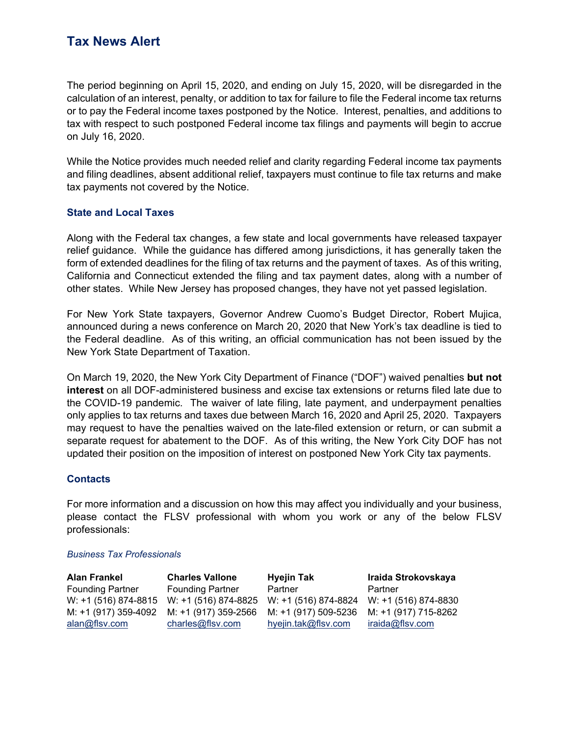The period beginning on April 15, 2020, and ending on July 15, 2020, will be disregarded in the calculation of an interest, penalty, or addition to tax for failure to file the Federal income tax returns or to pay the Federal income taxes postponed by the Notice. Interest, penalties, and additions to tax with respect to such postponed Federal income tax filings and payments will begin to accrue on July 16, 2020.

While the Notice provides much needed relief and clarity regarding Federal income tax payments and filing deadlines, absent additional relief, taxpayers must continue to file tax returns and make tax payments not covered by the Notice.

### State and Local Taxes

Along with the Federal tax changes, a few state and local governments have released taxpayer relief guidance. While the guidance has differed among jurisdictions, it has generally taken the form of extended deadlines for the filing of tax returns and the payment of taxes. As of this writing, California and Connecticut extended the filing and tax payment dates, along with a number of other states. While New Jersey has proposed changes, they have not yet passed legislation.

For New York State taxpayers, Governor Andrew Cuomo's Budget Director, Robert Mujica, announced during a news conference on March 20, 2020 that New York's tax deadline is tied to the Federal deadline. As of this writing, an official communication has not been issued by the New York State Department of Taxation.

On March 19, 2020, the New York City Department of Finance ("DOF") waived penalties **but not interest** on all DOF-administered business and excise tax extensions or returns filed late due to the COVID-19 pandemic. The waiver of late filing, late payment, and underpayment penalties only applies to tax returns and taxes due between March 16, 2020 and April 25, 2020. Taxpayers may request to have the penalties waived on the late-filed extension or return, or can submit a separate request for abatement to the DOF. As of this writing, the New York City DOF has not updated their position on the imposition of interest on postponed New York City tax payments.

### Contacts

For more information and a discussion on how this may affect you individually and your business, please contact the FLSV professional with whom you work or any of the below FLSV professionals:

*Business Tax Professionals*

| **Alan Frankel** | **Charles Vallone** | **Hyejin Tak** | **Iraida Strokovskaya** |
|---|---|---|---|
| Founding Partner | Founding Partner | Partner | Partner |
| W: +1 (516) 874-8815 | W: +1 (516) 874-8825 | W: +1 (516) 874-8824 | W: +1 (516) 874-8830 |
| M: +1 (917) 359-4092 | M: +1 (917) 359-2566 | M: +1 (917) 509-5236 | M: +1 (917) 715-8262 |
| alan@flsv.com | charles@flsv.com | hyejin.tak@flsv.com | iraida@flsv.com |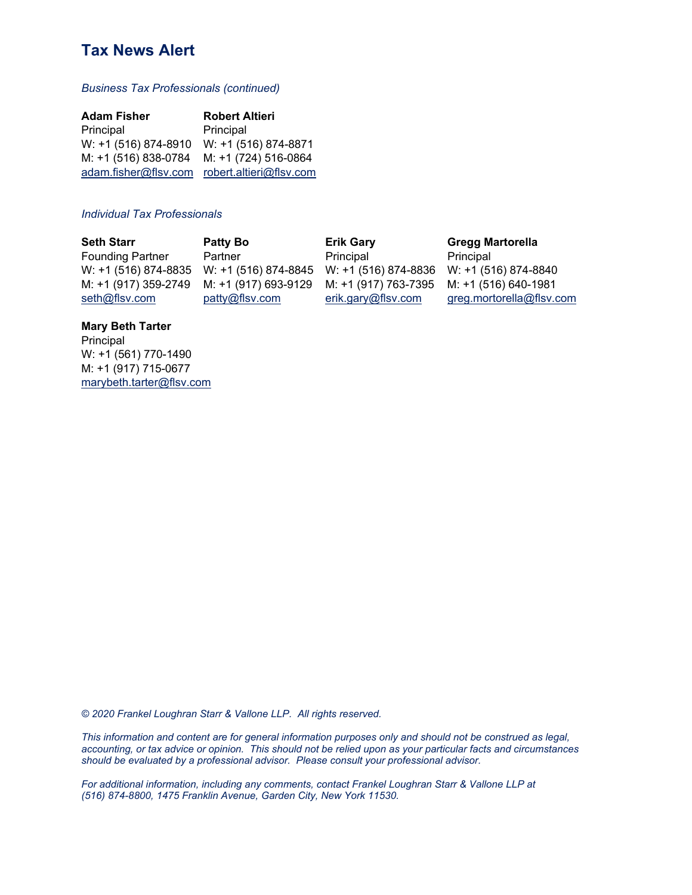## Tax News Alert

*Business Tax Professionals (continued)*

**Adam Fisher**
Principal
W: +1 (516) 874-8910
M: +1 (516) 838-0784
adam.fisher@flsv.com

**Robert Altieri**
Principal
W: +1 (516) 874-8871
M: +1 (724) 516-0864
robert.altieri@flsv.com

*Individual Tax Professionals*

**Seth Starr**
Founding Partner
W: +1 (516) 874-8835
M: +1 (917) 359-2749
seth@flsv.com

**Patty Bo**
Partner
W: +1 (516) 874-8845
M: +1 (917) 693-9129
patty@flsv.com

**Erik Gary**
Principal
W: +1 (516) 874-8836
M: +1 (917) 763-7395
erik.gary@flsv.com

**Gregg Martorella**
Principal
W: +1 (516) 874-8840
M: +1 (516) 640-1981
greg.mortorella@flsv.com

**Mary Beth Tarter**
Principal
W: +1 (561) 770-1490
M: +1 (917) 715-0677
marybeth.tarter@flsv.com

*© 2020 Frankel Loughran Starr & Vallone LLP. All rights reserved.*

*This information and content are for general information purposes only and should not be construed as legal, accounting, or tax advice or opinion. This should not be relied upon as your particular facts and circumstances should be evaluated by a professional advisor. Please consult your professional advisor.*

*For additional information, including any comments, contact Frankel Loughran Starr & Vallone LLP at (516) 874-8800, 1475 Franklin Avenue, Garden City, New York 11530.*